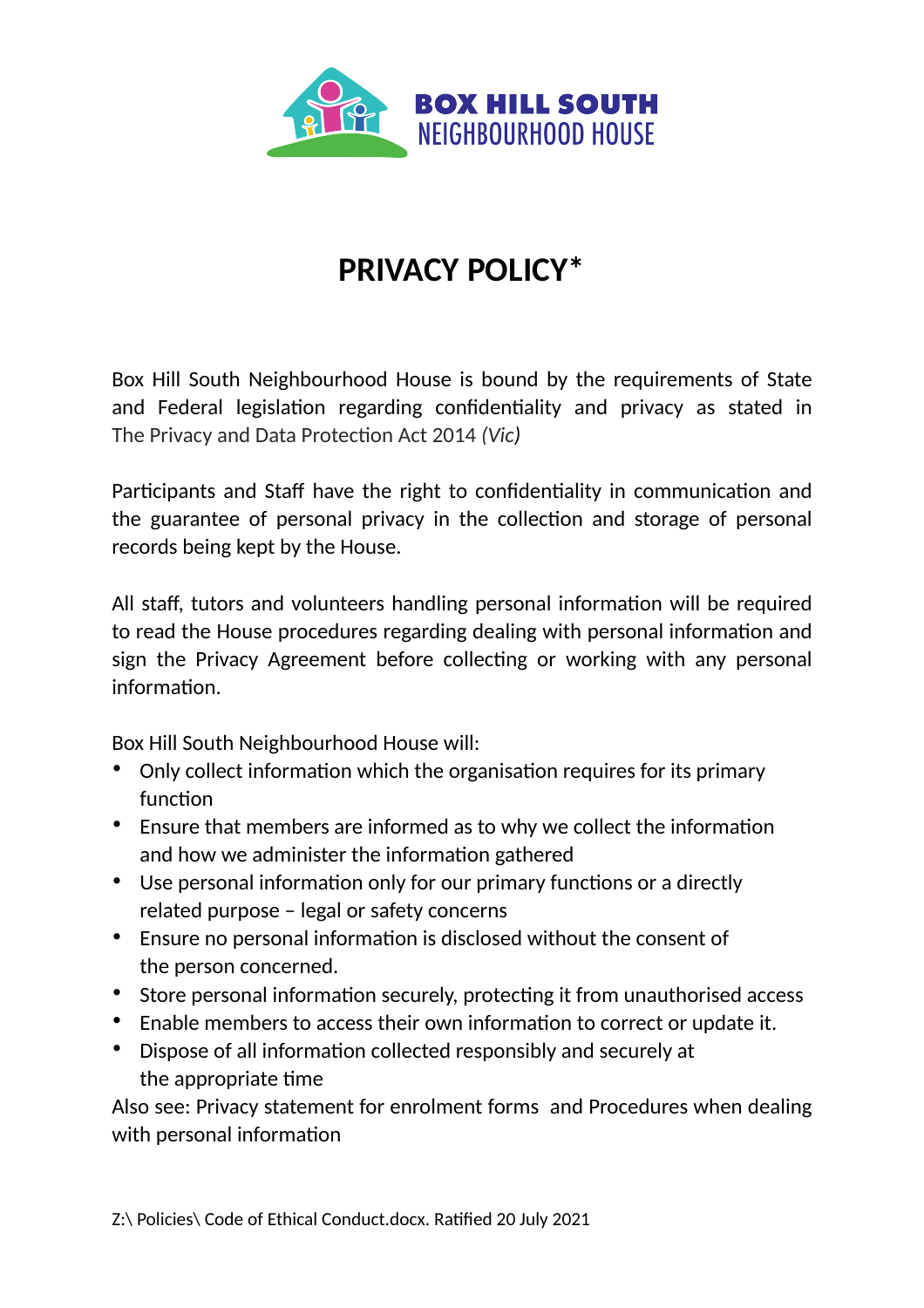BOX HILL SOUTH
NEIGHBOURHOOD HOUSE

# PRIVACY POLICY*

Box Hill South Neighbourhood House is bound by the requirements of State and Federal legislation regarding confidentiality and privacy as stated in The Privacy and Data Protection Act 2014 *(Vic)*

Participants and Staff have the right to confidentiality in communication and the guarantee of personal privacy in the collection and storage of personal records being kept by the House.

All staff, tutors and volunteers handling personal information will be required to read the House procedures regarding dealing with personal information and sign the Privacy Agreement before collecting or working with any personal information.

Box Hill South Neighbourhood House will:

- Only collect information which the organisation requires for its primary function
- Ensure that members are informed as to why we collect the information and how we administer the information gathered
- Use personal information only for our primary functions or a directly related purpose – legal or safety concerns
- Ensure no personal information is disclosed without the consent of the person concerned.
- Store personal information securely, protecting it from unauthorised access
- Enable members to access their own information to correct or update it.
- Dispose of all information collected responsibly and securely at the appropriate time

Also see: Privacy statement for enrolment forms and Procedures when dealing with personal information

Z:\ Policies\ Code of Ethical Conduct.docx. Ratified 20 July 2021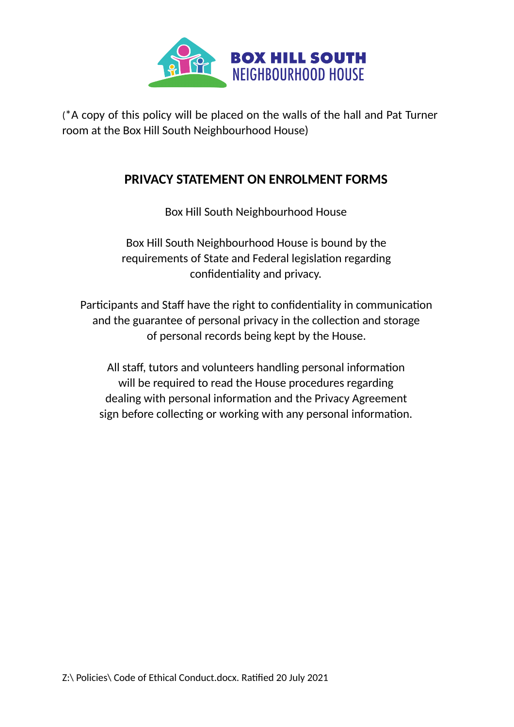(*A copy of this policy will be placed on the walls of the hall and Pat Turner room at the Box Hill South Neighbourhood House)

## PRIVACY STATEMENT ON ENROLMENT FORMS

Box Hill South Neighbourhood House

Box Hill South Neighbourhood House is bound by the requirements of State and Federal legislation regarding confidentiality and privacy.

Participants and Staff have the right to confidentiality in communication and the guarantee of personal privacy in the collection and storage of personal records being kept by the House.

All staff, tutors and volunteers handling personal information will be required to read the House procedures regarding dealing with personal information and the Privacy Agreement sign before collecting or working with any personal information.

Z:\ Policies\ Code of Ethical Conduct.docx. Ratified 20 July 2021